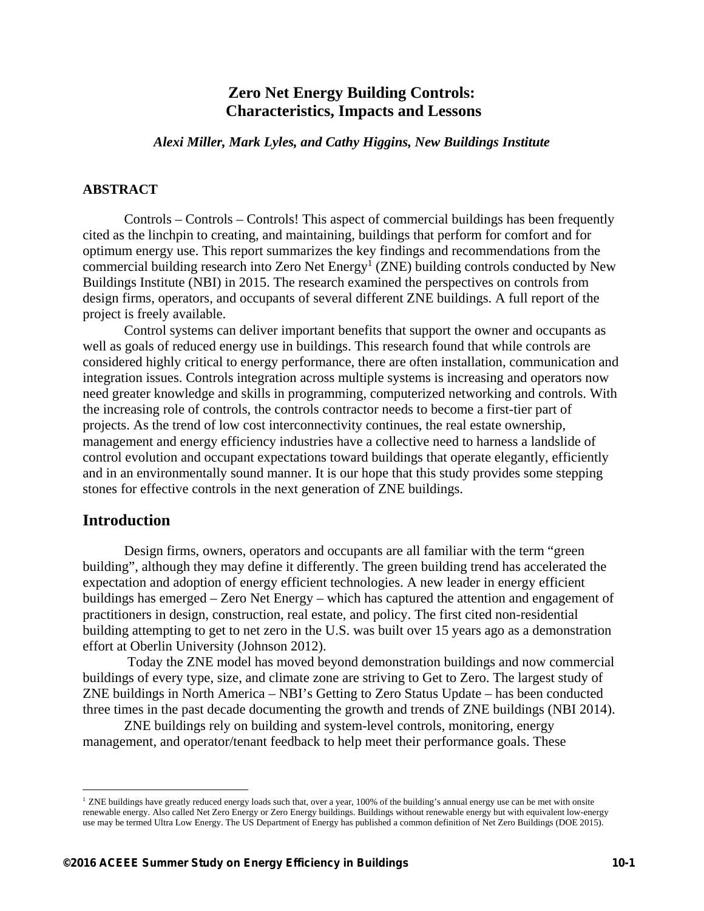# Zero Net Energy Building Controls: Characteristics, Impacts and Lessons

***Alexi Miller, Mark Lyles, and Cathy Higgins, New Buildings Institute***

## ABSTRACT

Controls – Controls – Controls! This aspect of commercial buildings has been frequently cited as the linchpin to creating, and maintaining, buildings that perform for comfort and for optimum energy use. This report summarizes the key findings and recommendations from the commercial building research into Zero Net Energy[1] (ZNE) building controls conducted by New Buildings Institute (NBI) in 2015. The research examined the perspectives on controls from design firms, operators, and occupants of several different ZNE buildings. A full report of the project is freely available.

Control systems can deliver important benefits that support the owner and occupants as well as goals of reduced energy use in buildings. This research found that while controls are considered highly critical to energy performance, there are often installation, communication and integration issues. Controls integration across multiple systems is increasing and operators now need greater knowledge and skills in programming, computerized networking and controls. With the increasing role of controls, the controls contractor needs to become a first-tier part of projects. As the trend of low cost interconnectivity continues, the real estate ownership, management and energy efficiency industries have a collective need to harness a landslide of control evolution and occupant expectations toward buildings that operate elegantly, efficiently and in an environmentally sound manner. It is our hope that this study provides some stepping stones for effective controls in the next generation of ZNE buildings.

## Introduction

Design firms, owners, operators and occupants are all familiar with the term "green building", although they may define it differently. The green building trend has accelerated the expectation and adoption of energy efficient technologies. A new leader in energy efficient buildings has emerged – Zero Net Energy – which has captured the attention and engagement of practitioners in design, construction, real estate, and policy. The first cited non-residential building attempting to get to net zero in the U.S. was built over 15 years ago as a demonstration effort at Oberlin University (Johnson 2012).

Today the ZNE model has moved beyond demonstration buildings and now commercial buildings of every type, size, and climate zone are striving to Get to Zero. The largest study of ZNE buildings in North America – NBI's Getting to Zero Status Update – has been conducted three times in the past decade documenting the growth and trends of ZNE buildings (NBI 2014).

ZNE buildings rely on building and system-level controls, monitoring, energy management, and operator/tenant feedback to help meet their performance goals. These

[1] ZNE buildings have greatly reduced energy loads such that, over a year, 100% of the building's annual energy use can be met with onsite renewable energy. Also called Net Zero Energy or Zero Energy buildings. Buildings without renewable energy but with equivalent low-energy use may be termed Ultra Low Energy. The US Department of Energy has published a common definition of Net Zero Buildings (DOE 2015).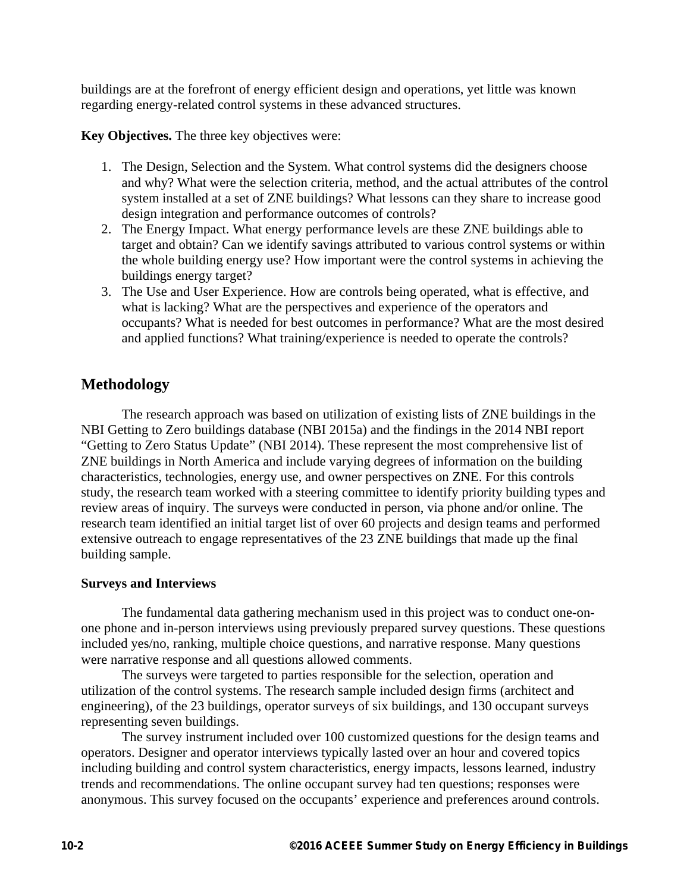buildings are at the forefront of energy efficient design and operations, yet little was known regarding energy-related control systems in these advanced structures.

**Key Objectives.** The three key objectives were:

1. The Design, Selection and the System. What control systems did the designers choose and why? What were the selection criteria, method, and the actual attributes of the control system installed at a set of ZNE buildings? What lessons can they share to increase good design integration and performance outcomes of controls?
2. The Energy Impact. What energy performance levels are these ZNE buildings able to target and obtain? Can we identify savings attributed to various control systems or within the whole building energy use? How important were the control systems in achieving the buildings energy target?
3. The Use and User Experience. How are controls being operated, what is effective, and what is lacking? What are the perspectives and experience of the operators and occupants? What is needed for best outcomes in performance? What are the most desired and applied functions? What training/experience is needed to operate the controls?

## Methodology

The research approach was based on utilization of existing lists of ZNE buildings in the NBI Getting to Zero buildings database (NBI 2015a) and the findings in the 2014 NBI report "Getting to Zero Status Update" (NBI 2014). These represent the most comprehensive list of ZNE buildings in North America and include varying degrees of information on the building characteristics, technologies, energy use, and owner perspectives on ZNE. For this controls study, the research team worked with a steering committee to identify priority building types and review areas of inquiry. The surveys were conducted in person, via phone and/or online. The research team identified an initial target list of over 60 projects and design teams and performed extensive outreach to engage representatives of the 23 ZNE buildings that made up the final building sample.

### Surveys and Interviews

The fundamental data gathering mechanism used in this project was to conduct one-on-one phone and in-person interviews using previously prepared survey questions. These questions included yes/no, ranking, multiple choice questions, and narrative response. Many questions were narrative response and all questions allowed comments.

The surveys were targeted to parties responsible for the selection, operation and utilization of the control systems. The research sample included design firms (architect and engineering), of the 23 buildings, operator surveys of six buildings, and 130 occupant surveys representing seven buildings.

The survey instrument included over 100 customized questions for the design teams and operators. Designer and operator interviews typically lasted over an hour and covered topics including building and control system characteristics, energy impacts, lessons learned, industry trends and recommendations. The online occupant survey had ten questions; responses were anonymous. This survey focused on the occupants' experience and preferences around controls.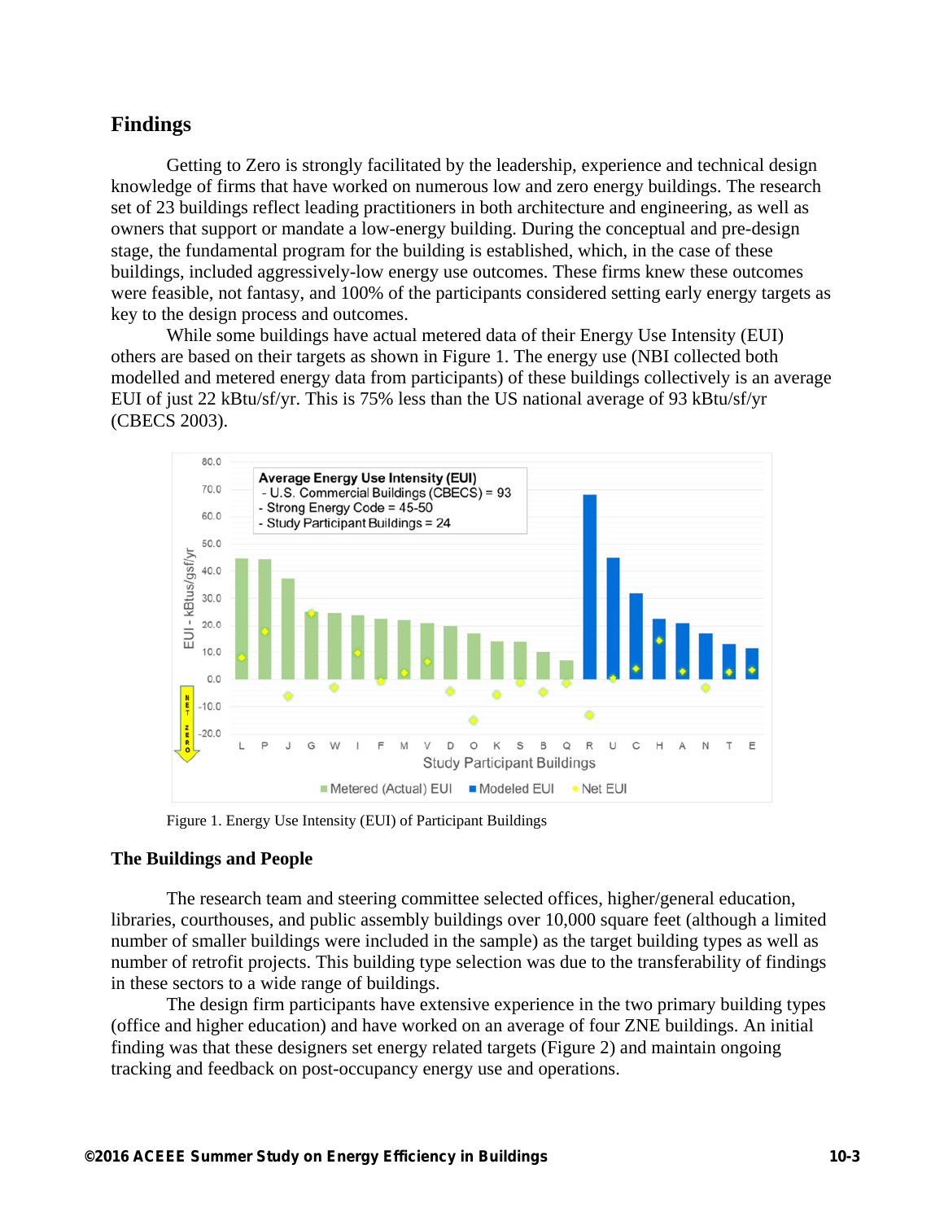## Findings

Getting to Zero is strongly facilitated by the leadership, experience and technical design knowledge of firms that have worked on numerous low and zero energy buildings. The research set of 23 buildings reflect leading practitioners in both architecture and engineering, as well as owners that support or mandate a low-energy building. During the conceptual and pre-design stage, the fundamental program for the building is established, which, in the case of these buildings, included aggressively-low energy use outcomes. These firms knew these outcomes were feasible, not fantasy, and 100% of the participants considered setting early energy targets as key to the design process and outcomes.

While some buildings have actual metered data of their Energy Use Intensity (EUI) others are based on their targets as shown in Figure 1. The energy use (NBI collected both modelled and metered energy data from participants) of these buildings collectively is an average EUI of just 22 kBtu/sf/yr. This is 75% less than the US national average of 93 kBtu/sf/yr (CBECS 2003).

Figure 1. Energy Use Intensity (EUI) of Participant Buildings

### The Buildings and People

The research team and steering committee selected offices, higher/general education, libraries, courthouses, and public assembly buildings over 10,000 square feet (although a limited number of smaller buildings were included in the sample) as the target building types as well as number of retrofit projects. This building type selection was due to the transferability of findings in these sectors to a wide range of buildings.

The design firm participants have extensive experience in the two primary building types (office and higher education) and have worked on an average of four ZNE buildings. An initial finding was that these designers set energy related targets (Figure 2) and maintain ongoing tracking and feedback on post-occupancy energy use and operations.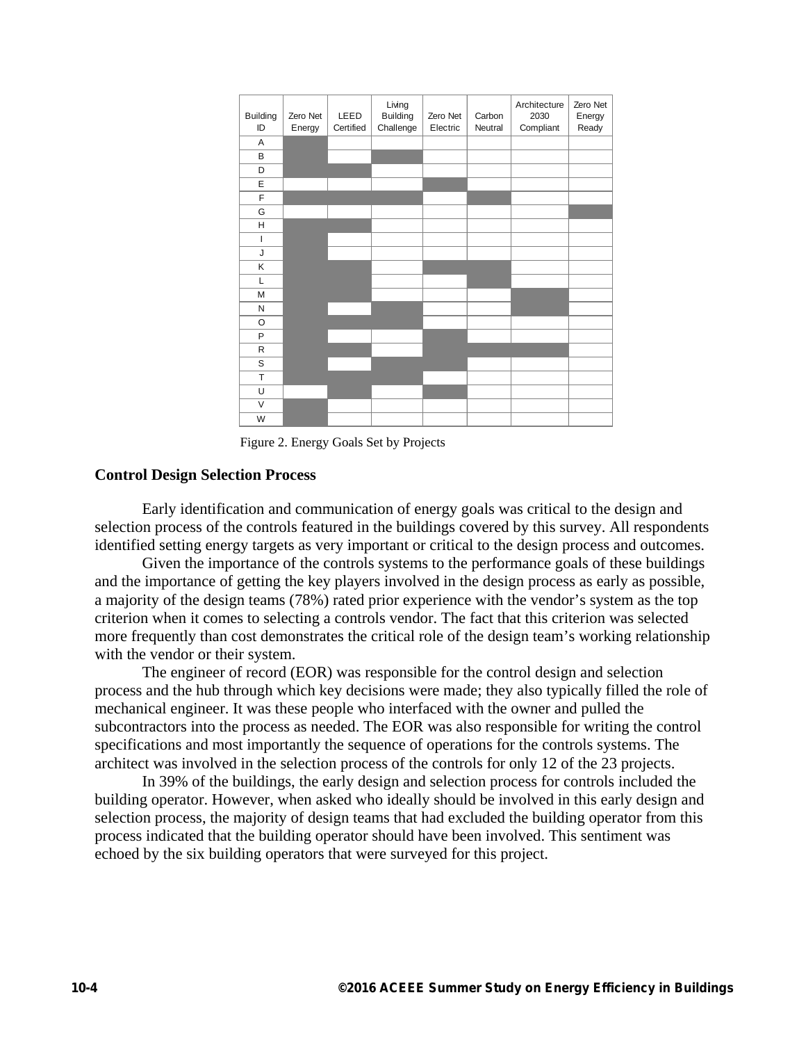| Building ID | Zero Net Energy | LEED Certified | Living Building Challenge | Zero Net Electric | Carbon Neutral | Architecture 2030 Compliant | Zero Net Energy Ready |
|---|---|---|---|---|---|---|---|
| A | X | | | | | | |
| B | X | | X | | | | |
| D | X | X | | | | | |
| E | | | | X | | | |
| F | X | X | X | | X | | |
| G | | | | | | | X |
| H | X | X | | | | | |
| I | X | | | | | | |
| J | X | | | | | | |
| K | X | X | | X | X | | |
| L | X | X | | | X | | |
| M | X | X | | | | X | |
| N | X | | X | | | X | |
| O | X | X | X | | | | |
| P | X | | | X | | | |
| R | X | X | | X | X | X | |
| S | X | | X | X | | | |
| T | X | X | X | | | | |
| U | | X | | X | | | |
| V | X | | | | | | |
| W | X | | | | | | |

Figure 2. Energy Goals Set by Projects

## Control Design Selection Process

Early identification and communication of energy goals was critical to the design and selection process of the controls featured in the buildings covered by this survey. All respondents identified setting energy targets as very important or critical to the design process and outcomes.

Given the importance of the controls systems to the performance goals of these buildings and the importance of getting the key players involved in the design process as early as possible, a majority of the design teams (78%) rated prior experience with the vendor's system as the top criterion when it comes to selecting a controls vendor. The fact that this criterion was selected more frequently than cost demonstrates the critical role of the design team's working relationship with the vendor or their system.

The engineer of record (EOR) was responsible for the control design and selection process and the hub through which key decisions were made; they also typically filled the role of mechanical engineer. It was these people who interfaced with the owner and pulled the subcontractors into the process as needed. The EOR was also responsible for writing the control specifications and most importantly the sequence of operations for the controls systems. The architect was involved in the selection process of the controls for only 12 of the 23 projects.

In 39% of the buildings, the early design and selection process for controls included the building operator. However, when asked who ideally should be involved in this early design and selection process, the majority of design teams that had excluded the building operator from this process indicated that the building operator should have been involved. This sentiment was echoed by the six building operators that were surveyed for this project.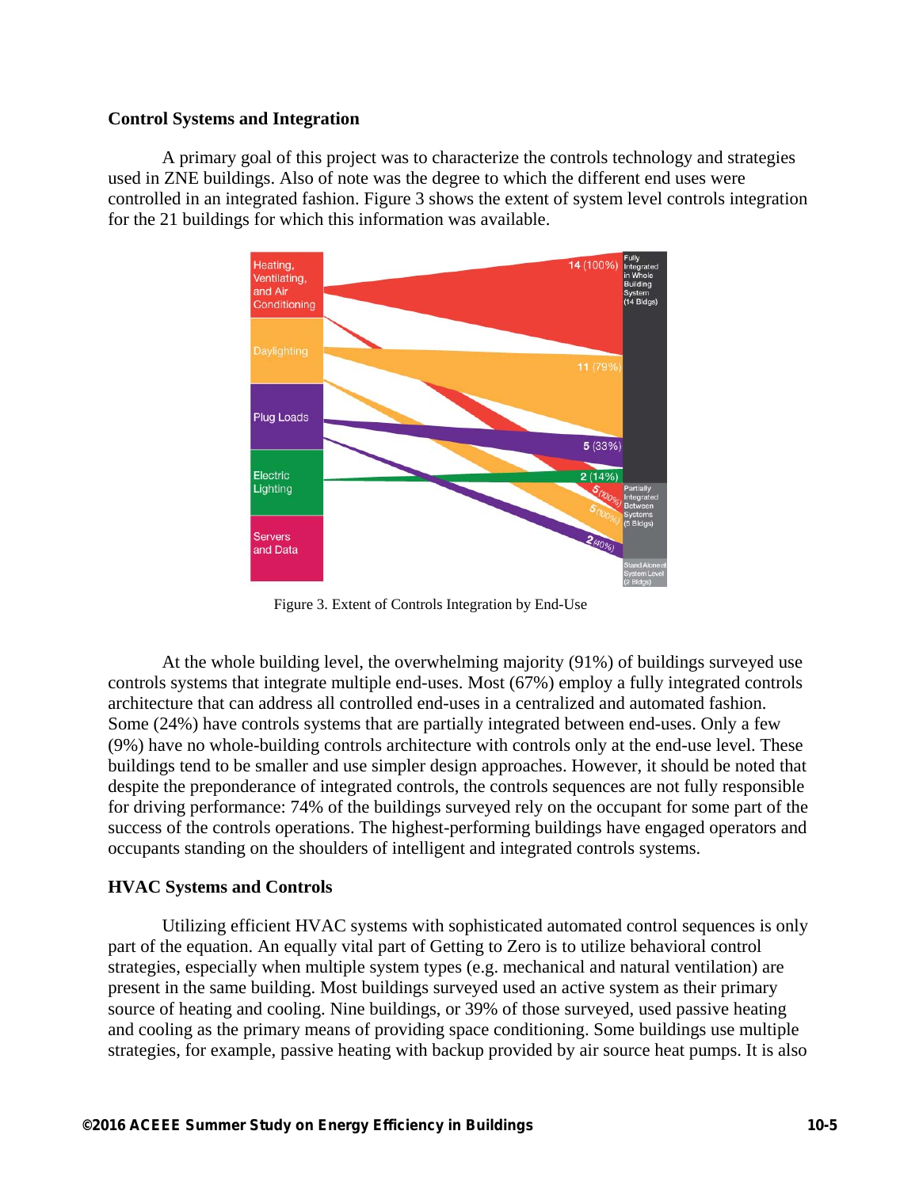### Control Systems and Integration

A primary goal of this project was to characterize the controls technology and strategies used in ZNE buildings. Also of note was the degree to which the different end uses were controlled in an integrated fashion. Figure 3 shows the extent of system level controls integration for the 21 buildings for which this information was available.

Figure 3. Extent of Controls Integration by End-Use

At the whole building level, the overwhelming majority (91%) of buildings surveyed use controls systems that integrate multiple end-uses. Most (67%) employ a fully integrated controls architecture that can address all controlled end-uses in a centralized and automated fashion. Some (24%) have controls systems that are partially integrated between end-uses. Only a few (9%) have no whole-building controls architecture with controls only at the end-use level. These buildings tend to be smaller and use simpler design approaches. However, it should be noted that despite the preponderance of integrated controls, the controls sequences are not fully responsible for driving performance: 74% of the buildings surveyed rely on the occupant for some part of the success of the controls operations. The highest-performing buildings have engaged operators and occupants standing on the shoulders of intelligent and integrated controls systems.

### HVAC Systems and Controls

Utilizing efficient HVAC systems with sophisticated automated control sequences is only part of the equation. An equally vital part of Getting to Zero is to utilize behavioral control strategies, especially when multiple system types (e.g. mechanical and natural ventilation) are present in the same building. Most buildings surveyed used an active system as their primary source of heating and cooling. Nine buildings, or 39% of those surveyed, used passive heating and cooling as the primary means of providing space conditioning. Some buildings use multiple strategies, for example, passive heating with backup provided by air source heat pumps. It is also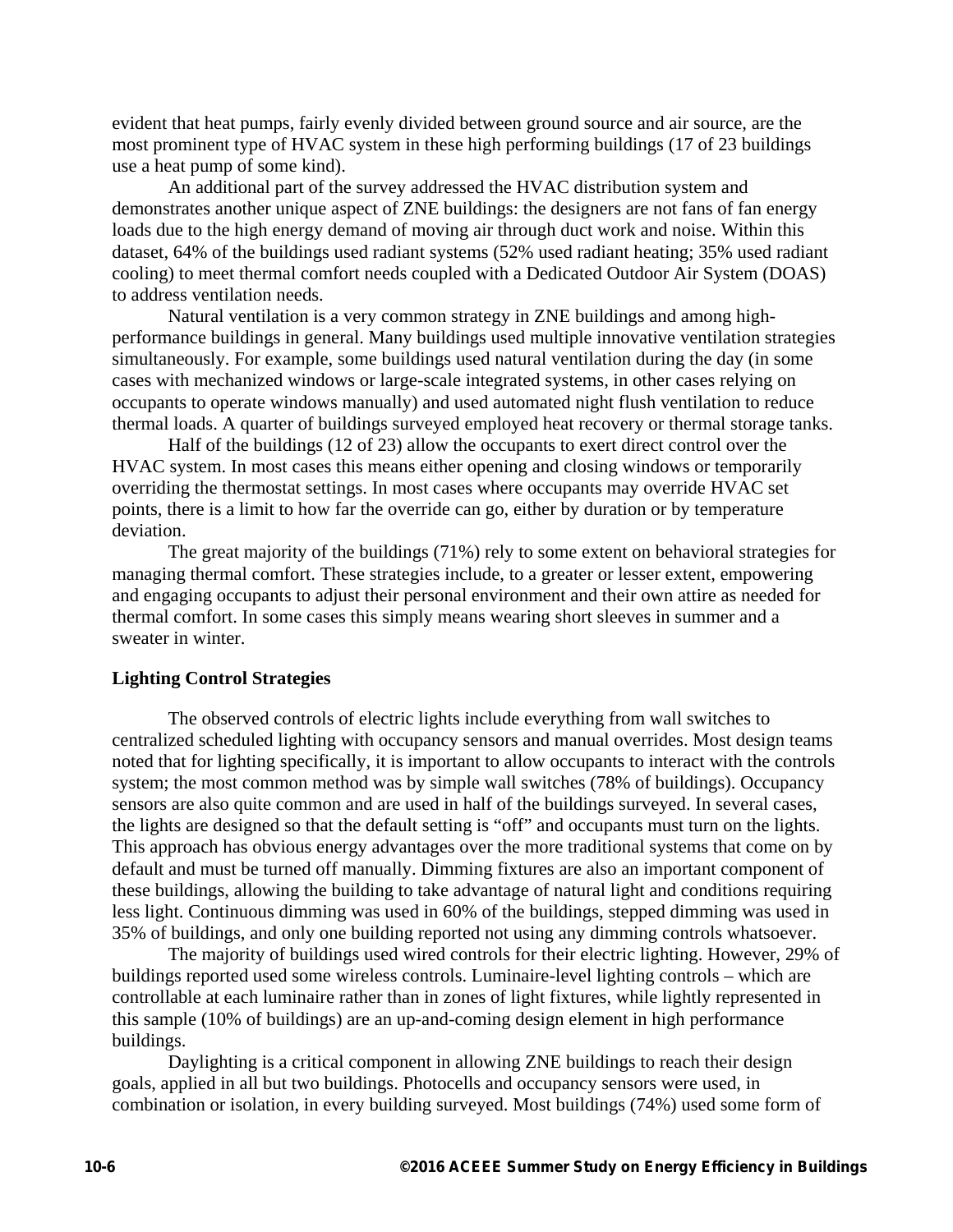evident that heat pumps, fairly evenly divided between ground source and air source, are the most prominent type of HVAC system in these high performing buildings (17 of 23 buildings use a heat pump of some kind).

An additional part of the survey addressed the HVAC distribution system and demonstrates another unique aspect of ZNE buildings: the designers are not fans of fan energy loads due to the high energy demand of moving air through duct work and noise. Within this dataset, 64% of the buildings used radiant systems (52% used radiant heating; 35% used radiant cooling) to meet thermal comfort needs coupled with a Dedicated Outdoor Air System (DOAS) to address ventilation needs.

Natural ventilation is a very common strategy in ZNE buildings and among high-performance buildings in general. Many buildings used multiple innovative ventilation strategies simultaneously. For example, some buildings used natural ventilation during the day (in some cases with mechanized windows or large-scale integrated systems, in other cases relying on occupants to operate windows manually) and used automated night flush ventilation to reduce thermal loads. A quarter of buildings surveyed employed heat recovery or thermal storage tanks.

Half of the buildings (12 of 23) allow the occupants to exert direct control over the HVAC system. In most cases this means either opening and closing windows or temporarily overriding the thermostat settings. In most cases where occupants may override HVAC set points, there is a limit to how far the override can go, either by duration or by temperature deviation.

The great majority of the buildings (71%) rely to some extent on behavioral strategies for managing thermal comfort. These strategies include, to a greater or lesser extent, empowering and engaging occupants to adjust their personal environment and their own attire as needed for thermal comfort. In some cases this simply means wearing short sleeves in summer and a sweater in winter.

### Lighting Control Strategies

The observed controls of electric lights include everything from wall switches to centralized scheduled lighting with occupancy sensors and manual overrides. Most design teams noted that for lighting specifically, it is important to allow occupants to interact with the controls system; the most common method was by simple wall switches (78% of buildings). Occupancy sensors are also quite common and are used in half of the buildings surveyed. In several cases, the lights are designed so that the default setting is "off" and occupants must turn on the lights. This approach has obvious energy advantages over the more traditional systems that come on by default and must be turned off manually. Dimming fixtures are also an important component of these buildings, allowing the building to take advantage of natural light and conditions requiring less light. Continuous dimming was used in 60% of the buildings, stepped dimming was used in 35% of buildings, and only one building reported not using any dimming controls whatsoever.

The majority of buildings used wired controls for their electric lighting. However, 29% of buildings reported used some wireless controls. Luminaire-level lighting controls – which are controllable at each luminaire rather than in zones of light fixtures, while lightly represented in this sample (10% of buildings) are an up-and-coming design element in high performance buildings.

Daylighting is a critical component in allowing ZNE buildings to reach their design goals, applied in all but two buildings. Photocells and occupancy sensors were used, in combination or isolation, in every building surveyed. Most buildings (74%) used some form of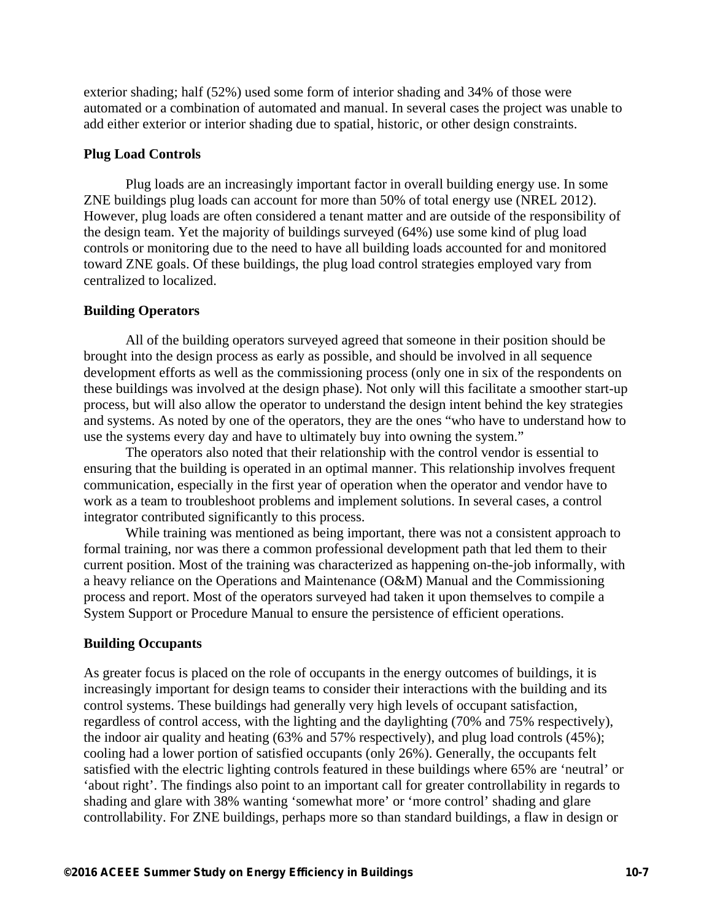exterior shading; half (52%) used some form of interior shading and 34% of those were automated or a combination of automated and manual. In several cases the project was unable to add either exterior or interior shading due to spatial, historic, or other design constraints.

### Plug Load Controls

Plug loads are an increasingly important factor in overall building energy use. In some ZNE buildings plug loads can account for more than 50% of total energy use (NREL 2012). However, plug loads are often considered a tenant matter and are outside of the responsibility of the design team. Yet the majority of buildings surveyed (64%) use some kind of plug load controls or monitoring due to the need to have all building loads accounted for and monitored toward ZNE goals. Of these buildings, the plug load control strategies employed vary from centralized to localized.

### Building Operators

All of the building operators surveyed agreed that someone in their position should be brought into the design process as early as possible, and should be involved in all sequence development efforts as well as the commissioning process (only one in six of the respondents on these buildings was involved at the design phase). Not only will this facilitate a smoother start-up process, but will also allow the operator to understand the design intent behind the key strategies and systems. As noted by one of the operators, they are the ones "who have to understand how to use the systems every day and have to ultimately buy into owning the system."

The operators also noted that their relationship with the control vendor is essential to ensuring that the building is operated in an optimal manner. This relationship involves frequent communication, especially in the first year of operation when the operator and vendor have to work as a team to troubleshoot problems and implement solutions. In several cases, a control integrator contributed significantly to this process.

While training was mentioned as being important, there was not a consistent approach to formal training, nor was there a common professional development path that led them to their current position. Most of the training was characterized as happening on-the-job informally, with a heavy reliance on the Operations and Maintenance (O&M) Manual and the Commissioning process and report. Most of the operators surveyed had taken it upon themselves to compile a System Support or Procedure Manual to ensure the persistence of efficient operations.

### Building Occupants

As greater focus is placed on the role of occupants in the energy outcomes of buildings, it is increasingly important for design teams to consider their interactions with the building and its control systems. These buildings had generally very high levels of occupant satisfaction, regardless of control access, with the lighting and the daylighting (70% and 75% respectively), the indoor air quality and heating (63% and 57% respectively), and plug load controls (45%); cooling had a lower portion of satisfied occupants (only 26%). Generally, the occupants felt satisfied with the electric lighting controls featured in these buildings where 65% are 'neutral' or 'about right'. The findings also point to an important call for greater controllability in regards to shading and glare with 38% wanting 'somewhat more' or 'more control' shading and glare controllability. For ZNE buildings, perhaps more so than standard buildings, a flaw in design or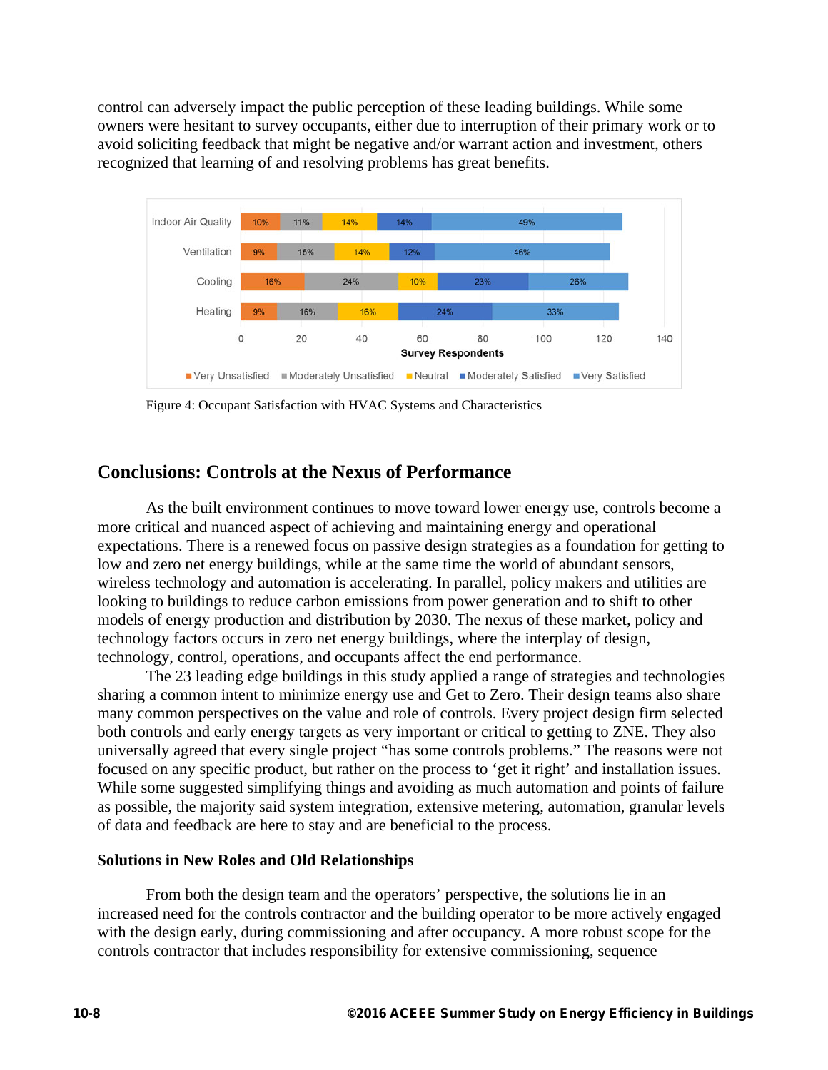control can adversely impact the public perception of these leading buildings. While some owners were hesitant to survey occupants, either due to interruption of their primary work or to avoid soliciting feedback that might be negative and/or warrant action and investment, others recognized that learning of and resolving problems has great benefits.

| | Very Unsatisfied | Moderately Unsatisfied | Neutral | Moderately Satisfied | Very Satisfied |
|---|---|---|---|---|---|
| Indoor Air Quality | 10% | 11% | 14% | 14% | 49% |
| Ventilation | 9% | 15% | 14% | 12% | 46% |
| Cooling | 16% | 24% | 10% | 23% | 26% |
| Heating | 9% | 16% | 16% | 24% | 33% |

Figure 4: Occupant Satisfaction with HVAC Systems and Characteristics

## Conclusions: Controls at the Nexus of Performance

As the built environment continues to move toward lower energy use, controls become a more critical and nuanced aspect of achieving and maintaining energy and operational expectations. There is a renewed focus on passive design strategies as a foundation for getting to low and zero net energy buildings, while at the same time the world of abundant sensors, wireless technology and automation is accelerating. In parallel, policy makers and utilities are looking to buildings to reduce carbon emissions from power generation and to shift to other models of energy production and distribution by 2030. The nexus of these market, policy and technology factors occurs in zero net energy buildings, where the interplay of design, technology, control, operations, and occupants affect the end performance.

The 23 leading edge buildings in this study applied a range of strategies and technologies sharing a common intent to minimize energy use and Get to Zero. Their design teams also share many common perspectives on the value and role of controls. Every project design firm selected both controls and early energy targets as very important or critical to getting to ZNE. They also universally agreed that every single project "has some controls problems." The reasons were not focused on any specific product, but rather on the process to 'get it right' and installation issues. While some suggested simplifying things and avoiding as much automation and points of failure as possible, the majority said system integration, extensive metering, automation, granular levels of data and feedback are here to stay and are beneficial to the process.

### Solutions in New Roles and Old Relationships

From both the design team and the operators' perspective, the solutions lie in an increased need for the controls contractor and the building operator to be more actively engaged with the design early, during commissioning and after occupancy. A more robust scope for the controls contractor that includes responsibility for extensive commissioning, sequence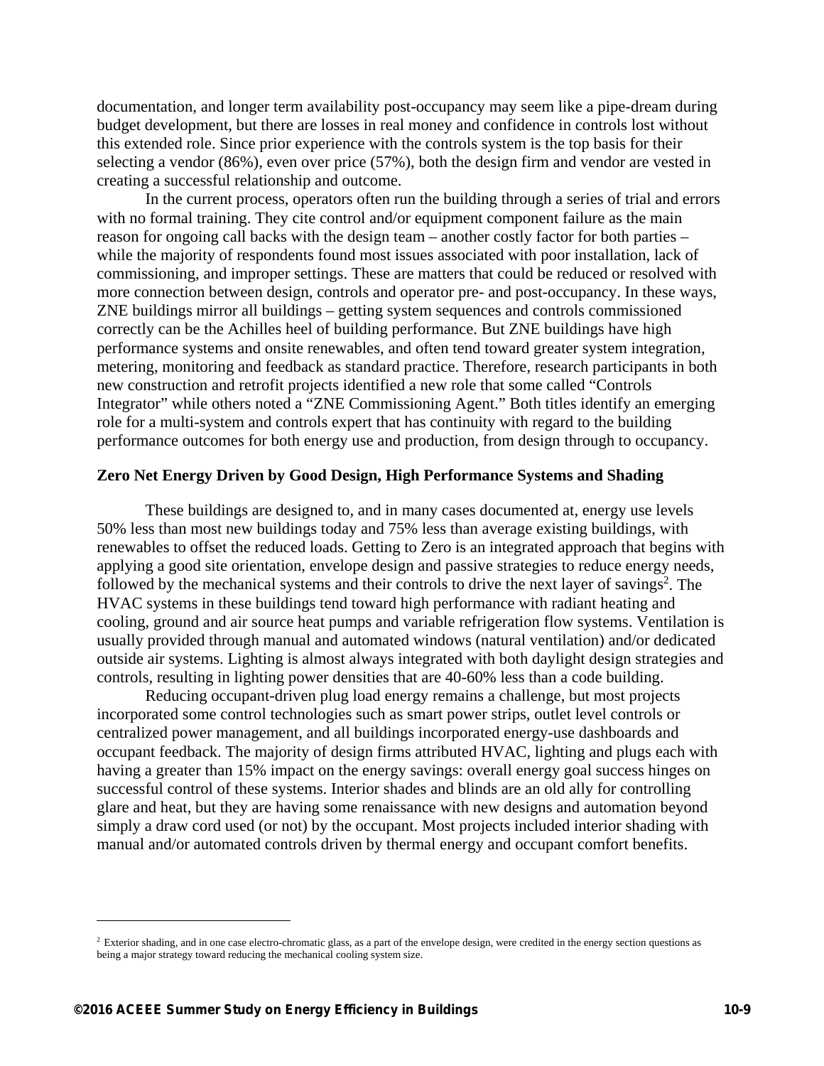documentation, and longer term availability post-occupancy may seem like a pipe-dream during budget development, but there are losses in real money and confidence in controls lost without this extended role. Since prior experience with the controls system is the top basis for their selecting a vendor (86%), even over price (57%), both the design firm and vendor are vested in creating a successful relationship and outcome.

In the current process, operators often run the building through a series of trial and errors with no formal training. They cite control and/or equipment component failure as the main reason for ongoing call backs with the design team – another costly factor for both parties – while the majority of respondents found most issues associated with poor installation, lack of commissioning, and improper settings. These are matters that could be reduced or resolved with more connection between design, controls and operator pre- and post-occupancy. In these ways, ZNE buildings mirror all buildings – getting system sequences and controls commissioned correctly can be the Achilles heel of building performance. But ZNE buildings have high performance systems and onsite renewables, and often tend toward greater system integration, metering, monitoring and feedback as standard practice. Therefore, research participants in both new construction and retrofit projects identified a new role that some called "Controls Integrator" while others noted a "ZNE Commissioning Agent." Both titles identify an emerging role for a multi-system and controls expert that has continuity with regard to the building performance outcomes for both energy use and production, from design through to occupancy.

**Zero Net Energy Driven by Good Design, High Performance Systems and Shading**

These buildings are designed to, and in many cases documented at, energy use levels 50% less than most new buildings today and 75% less than average existing buildings, with renewables to offset the reduced loads. Getting to Zero is an integrated approach that begins with applying a good site orientation, envelope design and passive strategies to reduce energy needs, followed by the mechanical systems and their controls to drive the next layer of savings[2]. The HVAC systems in these buildings tend toward high performance with radiant heating and cooling, ground and air source heat pumps and variable refrigeration flow systems. Ventilation is usually provided through manual and automated windows (natural ventilation) and/or dedicated outside air systems. Lighting is almost always integrated with both daylight design strategies and controls, resulting in lighting power densities that are 40-60% less than a code building.

Reducing occupant-driven plug load energy remains a challenge, but most projects incorporated some control technologies such as smart power strips, outlet level controls or centralized power management, and all buildings incorporated energy-use dashboards and occupant feedback. The majority of design firms attributed HVAC, lighting and plugs each with having a greater than 15% impact on the energy savings: overall energy goal success hinges on successful control of these systems. Interior shades and blinds are an old ally for controlling glare and heat, but they are having some renaissance with new designs and automation beyond simply a draw cord used (or not) by the occupant. Most projects included interior shading with manual and/or automated controls driven by thermal energy and occupant comfort benefits.

---

[2] Exterior shading, and in one case electro-chromatic glass, as a part of the envelope design, were credited in the energy section questions as being a major strategy toward reducing the mechanical cooling system size.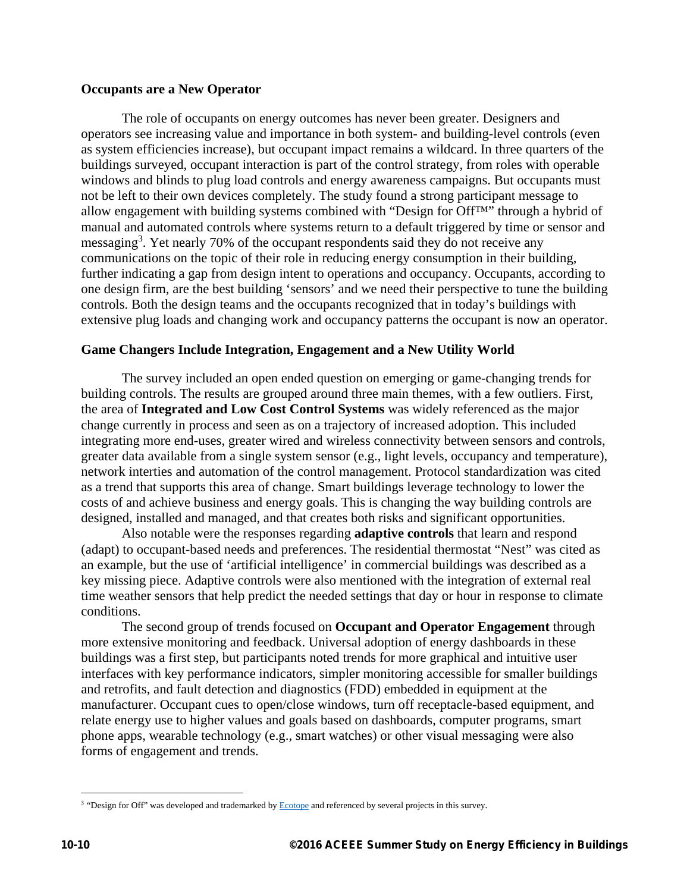**Occupants are a New Operator**

The role of occupants on energy outcomes has never been greater. Designers and operators see increasing value and importance in both system- and building-level controls (even as system efficiencies increase), but occupant impact remains a wildcard. In three quarters of the buildings surveyed, occupant interaction is part of the control strategy, from roles with operable windows and blinds to plug load controls and energy awareness campaigns. But occupants must not be left to their own devices completely. The study found a strong participant message to allow engagement with building systems combined with "Design for Off™" through a hybrid of manual and automated controls where systems return to a default triggered by time or sensor and messaging[3]. Yet nearly 70% of the occupant respondents said they do not receive any communications on the topic of their role in reducing energy consumption in their building, further indicating a gap from design intent to operations and occupancy. Occupants, according to one design firm, are the best building 'sensors' and we need their perspective to tune the building controls. Both the design teams and the occupants recognized that in today's buildings with extensive plug loads and changing work and occupancy patterns the occupant is now an operator.

**Game Changers Include Integration, Engagement and a New Utility World**

The survey included an open ended question on emerging or game-changing trends for building controls. The results are grouped around three main themes, with a few outliers. First, the area of **Integrated and Low Cost Control Systems** was widely referenced as the major change currently in process and seen as on a trajectory of increased adoption. This included integrating more end-uses, greater wired and wireless connectivity between sensors and controls, greater data available from a single system sensor (e.g., light levels, occupancy and temperature), network interties and automation of the control management. Protocol standardization was cited as a trend that supports this area of change. Smart buildings leverage technology to lower the costs of and achieve business and energy goals. This is changing the way building controls are designed, installed and managed, and that creates both risks and significant opportunities.

Also notable were the responses regarding **adaptive controls** that learn and respond (adapt) to occupant-based needs and preferences. The residential thermostat "Nest" was cited as an example, but the use of 'artificial intelligence' in commercial buildings was described as a key missing piece. Adaptive controls were also mentioned with the integration of external real time weather sensors that help predict the needed settings that day or hour in response to climate conditions.

The second group of trends focused on **Occupant and Operator Engagement** through more extensive monitoring and feedback. Universal adoption of energy dashboards in these buildings was a first step, but participants noted trends for more graphical and intuitive user interfaces with key performance indicators, simpler monitoring accessible for smaller buildings and retrofits, and fault detection and diagnostics (FDD) embedded in equipment at the manufacturer. Occupant cues to open/close windows, turn off receptacle-based equipment, and relate energy use to higher values and goals based on dashboards, computer programs, smart phone apps, wearable technology (e.g., smart watches) or other visual messaging were also forms of engagement and trends.

---

[3] "Design for Off" was developed and trademarked by Ecotope and referenced by several projects in this survey.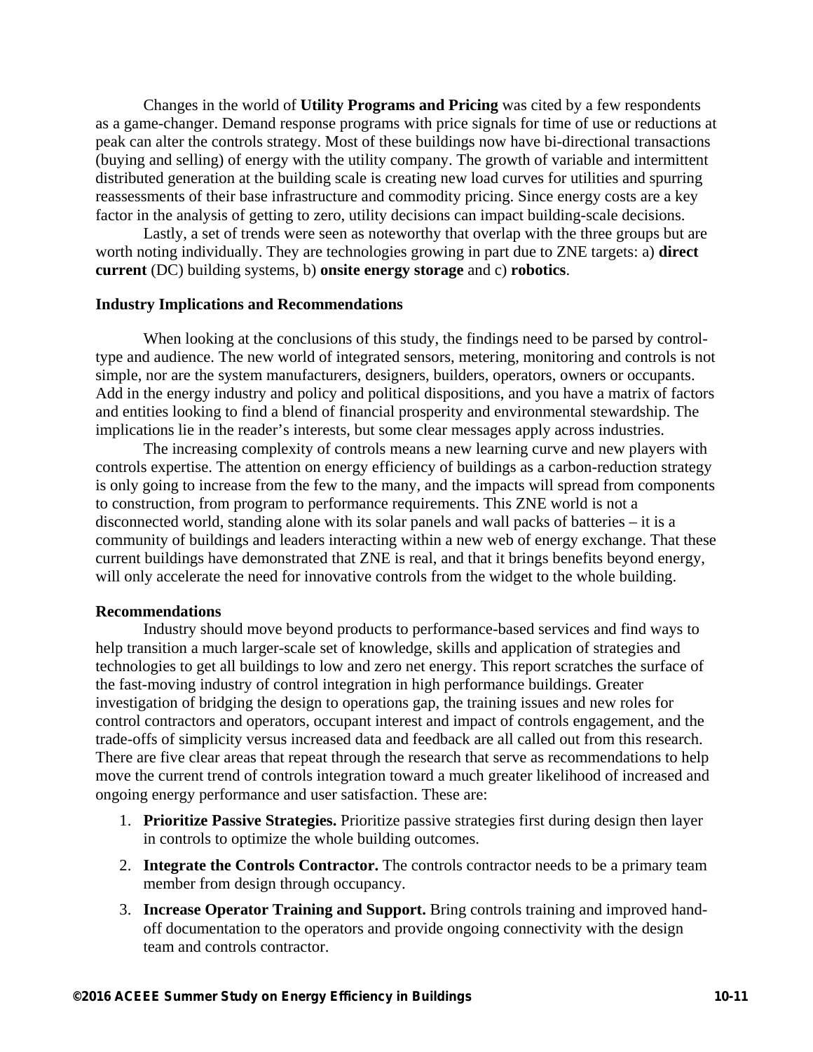Changes in the world of **Utility Programs and Pricing** was cited by a few respondents as a game-changer. Demand response programs with price signals for time of use or reductions at peak can alter the controls strategy. Most of these buildings now have bi-directional transactions (buying and selling) of energy with the utility company. The growth of variable and intermittent distributed generation at the building scale is creating new load curves for utilities and spurring reassessments of their base infrastructure and commodity pricing. Since energy costs are a key factor in the analysis of getting to zero, utility decisions can impact building-scale decisions.

Lastly, a set of trends were seen as noteworthy that overlap with the three groups but are worth noting individually. They are technologies growing in part due to ZNE targets: a) **direct current** (DC) building systems, b) **onsite energy storage** and c) **robotics**.

### Industry Implications and Recommendations

When looking at the conclusions of this study, the findings need to be parsed by control-type and audience. The new world of integrated sensors, metering, monitoring and controls is not simple, nor are the system manufacturers, designers, builders, operators, owners or occupants. Add in the energy industry and policy and political dispositions, and you have a matrix of factors and entities looking to find a blend of financial prosperity and environmental stewardship. The implications lie in the reader's interests, but some clear messages apply across industries.

The increasing complexity of controls means a new learning curve and new players with controls expertise. The attention on energy efficiency of buildings as a carbon-reduction strategy is only going to increase from the few to the many, and the impacts will spread from components to construction, from program to performance requirements. This ZNE world is not a disconnected world, standing alone with its solar panels and wall packs of batteries – it is a community of buildings and leaders interacting within a new web of energy exchange. That these current buildings have demonstrated that ZNE is real, and that it brings benefits beyond energy, will only accelerate the need for innovative controls from the widget to the whole building.

### Recommendations

Industry should move beyond products to performance-based services and find ways to help transition a much larger-scale set of knowledge, skills and application of strategies and technologies to get all buildings to low and zero net energy. This report scratches the surface of the fast-moving industry of control integration in high performance buildings. Greater investigation of bridging the design to operations gap, the training issues and new roles for control contractors and operators, occupant interest and impact of controls engagement, and the trade-offs of simplicity versus increased data and feedback are all called out from this research. There are five clear areas that repeat through the research that serve as recommendations to help move the current trend of controls integration toward a much greater likelihood of increased and ongoing energy performance and user satisfaction. These are:

1. **Prioritize Passive Strategies.** Prioritize passive strategies first during design then layer in controls to optimize the whole building outcomes.
2. **Integrate the Controls Contractor.** The controls contractor needs to be a primary team member from design through occupancy.
3. **Increase Operator Training and Support.** Bring controls training and improved hand-off documentation to the operators and provide ongoing connectivity with the design team and controls contractor.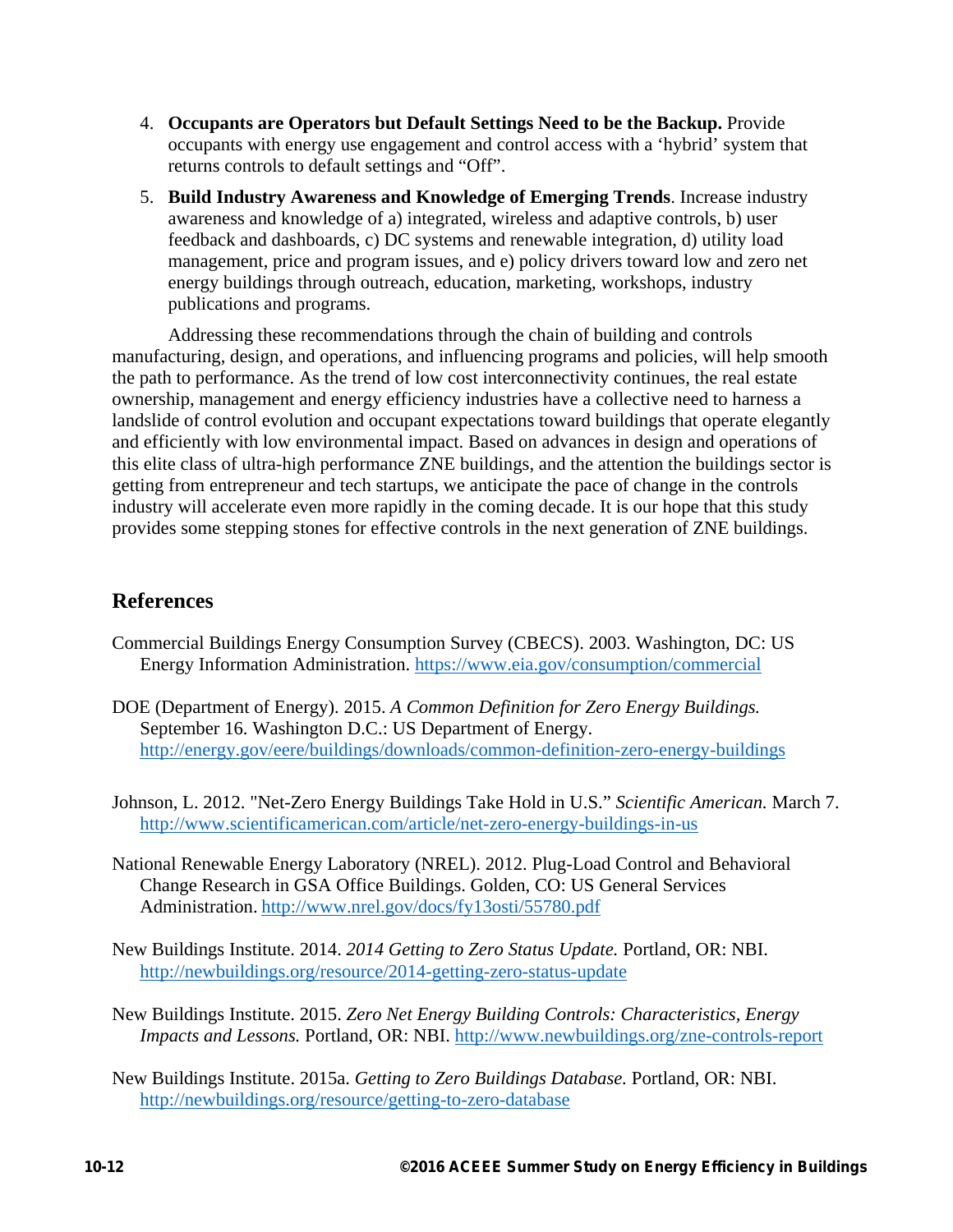4. **Occupants are Operators but Default Settings Need to be the Backup.** Provide occupants with energy use engagement and control access with a 'hybrid' system that returns controls to default settings and "Off".

5. **Build Industry Awareness and Knowledge of Emerging Trends**. Increase industry awareness and knowledge of a) integrated, wireless and adaptive controls, b) user feedback and dashboards, c) DC systems and renewable integration, d) utility load management, price and program issues, and e) policy drivers toward low and zero net energy buildings through outreach, education, marketing, workshops, industry publications and programs.

Addressing these recommendations through the chain of building and controls manufacturing, design, and operations, and influencing programs and policies, will help smooth the path to performance. As the trend of low cost interconnectivity continues, the real estate ownership, management and energy efficiency industries have a collective need to harness a landslide of control evolution and occupant expectations toward buildings that operate elegantly and efficiently with low environmental impact. Based on advances in design and operations of this elite class of ultra-high performance ZNE buildings, and the attention the buildings sector is getting from entrepreneur and tech startups, we anticipate the pace of change in the controls industry will accelerate even more rapidly in the coming decade. It is our hope that this study provides some stepping stones for effective controls in the next generation of ZNE buildings.

## References

Commercial Buildings Energy Consumption Survey (CBECS). 2003. Washington, DC: US Energy Information Administration. https://www.eia.gov/consumption/commercial

DOE (Department of Energy). 2015. *A Common Definition for Zero Energy Buildings.* September 16. Washington D.C.: US Department of Energy. http://energy.gov/eere/buildings/downloads/common-definition-zero-energy-buildings

Johnson, L. 2012. "Net-Zero Energy Buildings Take Hold in U.S." *Scientific American.* March 7. http://www.scientificamerican.com/article/net-zero-energy-buildings-in-us

National Renewable Energy Laboratory (NREL). 2012. Plug-Load Control and Behavioral Change Research in GSA Office Buildings. Golden, CO: US General Services Administration. http://www.nrel.gov/docs/fy13osti/55780.pdf

New Buildings Institute. 2014. *2014 Getting to Zero Status Update.* Portland, OR: NBI. http://newbuildings.org/resource/2014-getting-zero-status-update

New Buildings Institute. 2015. *Zero Net Energy Building Controls: Characteristics, Energy Impacts and Lessons.* Portland, OR: NBI. http://www.newbuildings.org/zne-controls-report

New Buildings Institute. 2015a. *Getting to Zero Buildings Database.* Portland, OR: NBI. http://newbuildings.org/resource/getting-to-zero-database